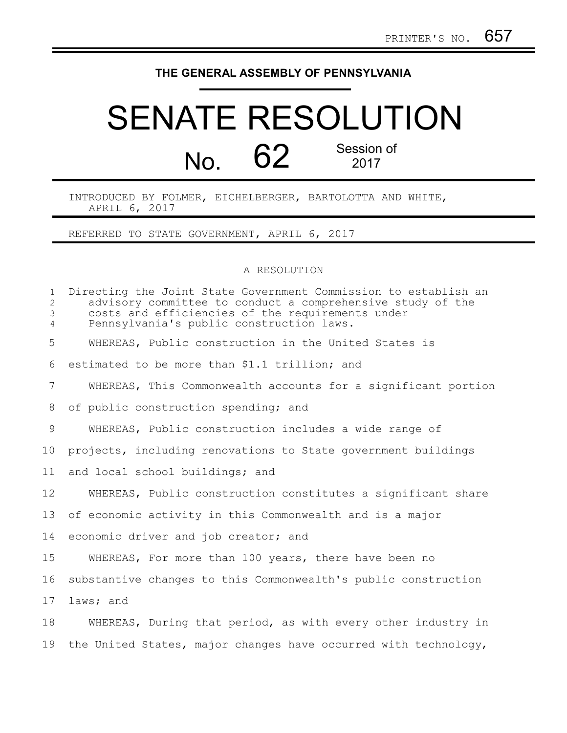PRINTER'S NO. 657

# THE GENERAL ASSEMBLY OF PENNSYLVANIA

# SENATE RESOLUTION

## No. 62 Session of 2017

INTRODUCED BY FOLMER, EICHELBERGER, BARTOLOTTA AND WHITE, APRIL 6, 2017

REFERRED TO STATE GOVERNMENT, APRIL 6, 2017

A RESOLUTION

Directing the Joint State Government Commission to establish an advisory committee to conduct a comprehensive study of the costs and efficiencies of the requirements under Pennsylvania's public construction laws.

WHEREAS, Public construction in the United States is estimated to be more than $1.1 trillion; and

WHEREAS, This Commonwealth accounts for a significant portion of public construction spending; and

WHEREAS, Public construction includes a wide range of projects, including renovations to State government buildings and local school buildings; and

WHEREAS, Public construction constitutes a significant share of economic activity in this Commonwealth and is a major economic driver and job creator; and

WHEREAS, For more than 100 years, there have been no substantive changes to this Commonwealth's public construction laws; and

WHEREAS, During that period, as with every other industry in the United States, major changes have occurred with technology,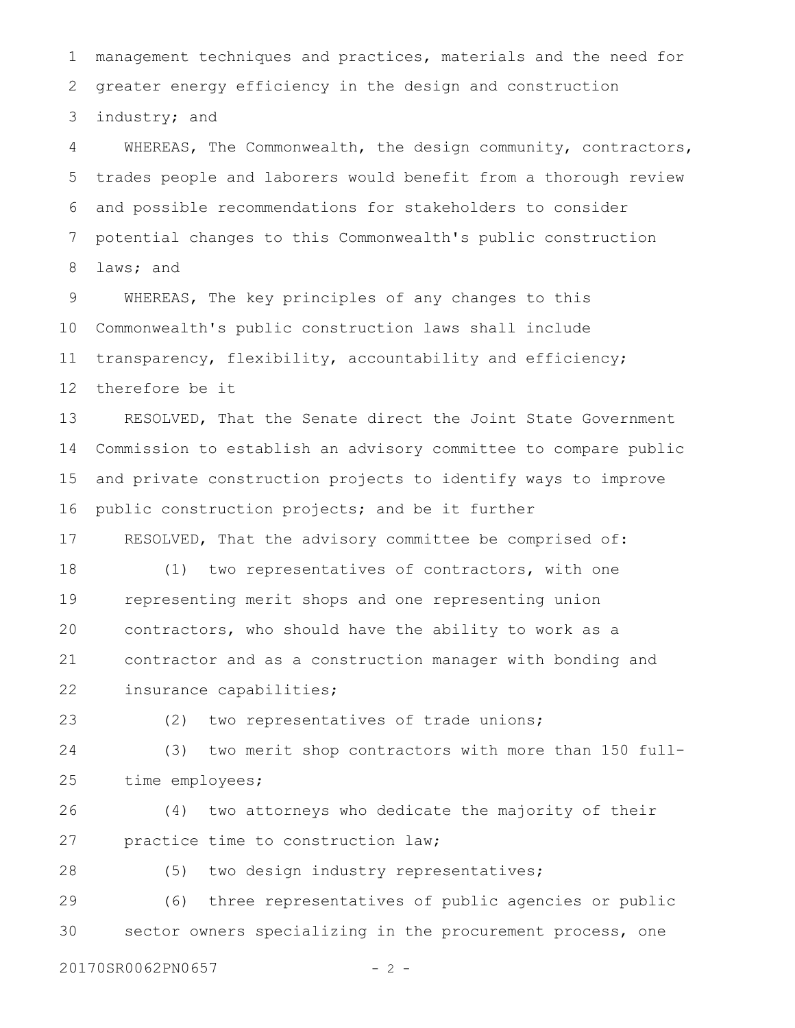management techniques and practices, materials and the need for greater energy efficiency in the design and construction industry; and

WHEREAS, The Commonwealth, the design community, contractors, trades people and laborers would benefit from a thorough review and possible recommendations for stakeholders to consider potential changes to this Commonwealth's public construction laws; and

WHEREAS, The key principles of any changes to this Commonwealth's public construction laws shall include transparency, flexibility, accountability and efficiency; therefore be it

RESOLVED, That the Senate direct the Joint State Government Commission to establish an advisory committee to compare public and private construction projects to identify ways to improve public construction projects; and be it further

RESOLVED, That the advisory committee be comprised of:

(1) two representatives of contractors, with one representing merit shops and one representing union contractors, who should have the ability to work as a contractor and as a construction manager with bonding and insurance capabilities;

(2) two representatives of trade unions;

(3) two merit shop contractors with more than 150 full-time employees;

(4) two attorneys who dedicate the majority of their practice time to construction law;

(5) two design industry representatives;

(6) three representatives of public agencies or public sector owners specializing in the procurement process, one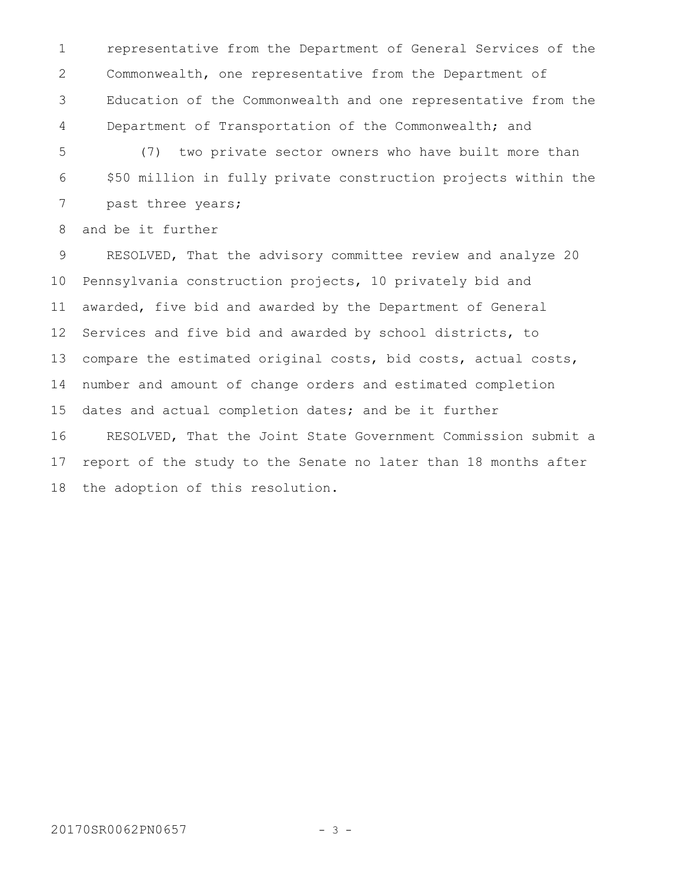representative from the Department of General Services of the Commonwealth, one representative from the Department of Education of the Commonwealth and one representative from the Department of Transportation of the Commonwealth; and

(7) two private sector owners who have built more than $50 million in fully private construction projects within the past three years;

and be it further

RESOLVED, That the advisory committee review and analyze 20 Pennsylvania construction projects, 10 privately bid and awarded, five bid and awarded by the Department of General Services and five bid and awarded by school districts, to compare the estimated original costs, bid costs, actual costs, number and amount of change orders and estimated completion dates and actual completion dates; and be it further

RESOLVED, That the Joint State Government Commission submit a report of the study to the Senate no later than 18 months after the adoption of this resolution.